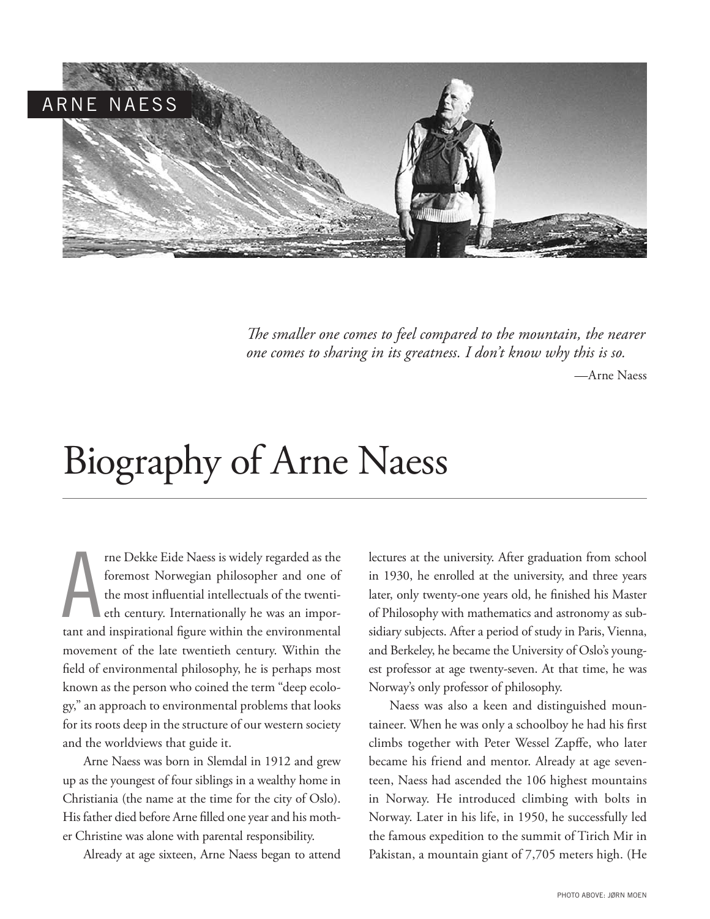ARNE NAESS

*The smaller one comes to feel compared to the mountain, the nearer one comes to sharing in its greatness. I don't know why this is so.*

—Arne Naess

# Biography of Arne Naess

Arne Dekke Eide Naess is widely regarded as the foremost Norwegian philosopher and one of the most influential intellectuals of the twentieth century. Internationally he was an important and inspirational figure within the environmental movement of the late twentieth century. Within the field of environmental philosophy, he is perhaps most known as the person who coined the term "deep ecology," an approach to environmental problems that looks for its roots deep in the structure of our western society and the worldviews that guide it.

Arne Naess was born in Slemdal in 1912 and grew up as the youngest of four siblings in a wealthy home in Christiania (the name at the time for the city of Oslo). His father died before Arne filled one year and his mother Christine was alone with parental responsibility.

Already at age sixteen, Arne Naess began to attend lectures at the university. After graduation from school in 1930, he enrolled at the university, and three years later, only twenty-one years old, he finished his Master of Philosophy with mathematics and astronomy as subsidiary subjects. After a period of study in Paris, Vienna, and Berkeley, he became the University of Oslo's youngest professor at age twenty-seven. At that time, he was Norway's only professor of philosophy.

Naess was also a keen and distinguished mountaineer. When he was only a schoolboy he had his first climbs together with Peter Wessel Zapffe, who later became his friend and mentor. Already at age seventeen, Naess had ascended the 106 highest mountains in Norway. He introduced climbing with bolts in Norway. Later in his life, in 1950, he successfully led the famous expedition to the summit of Tirich Mir in Pakistan, a mountain giant of 7,705 meters high. (He

PHOTO ABOVE: JØRN MOEN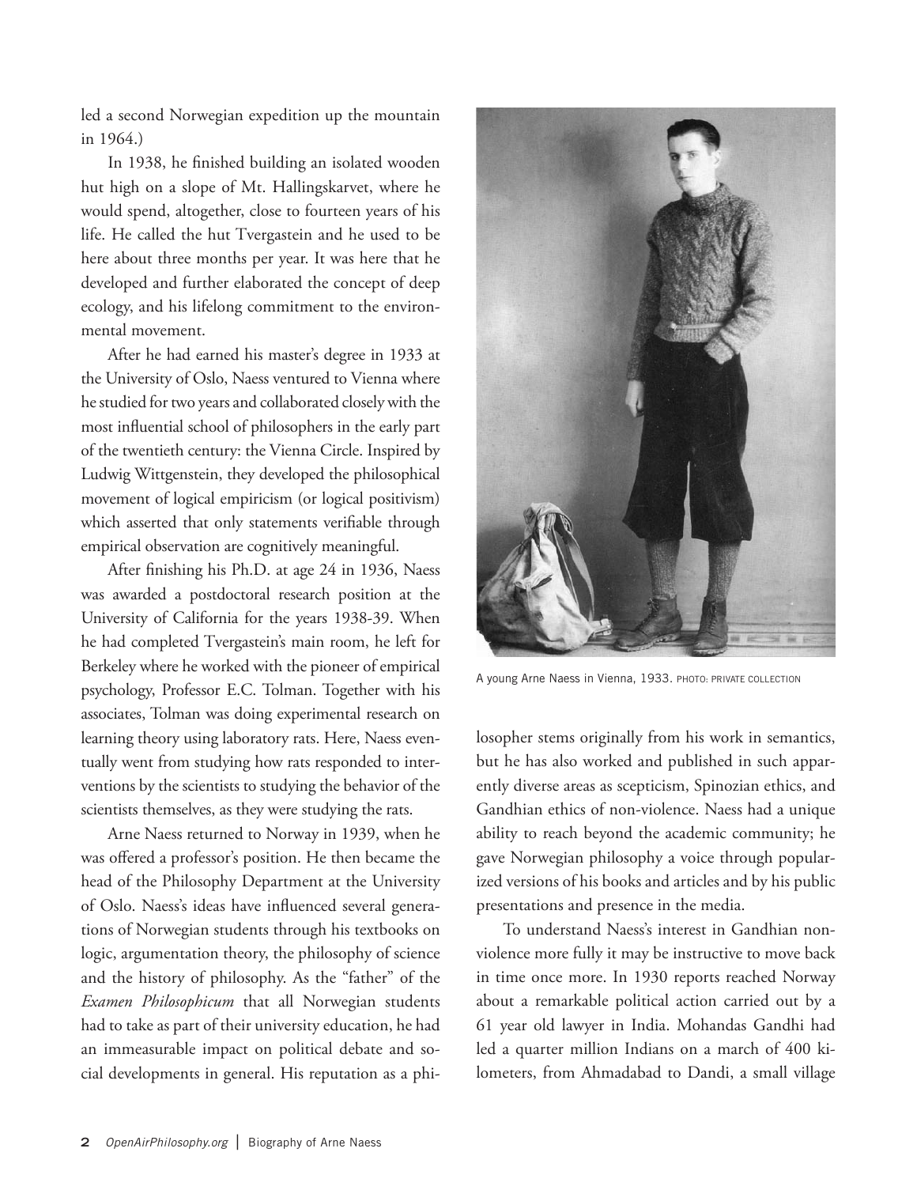led a second Norwegian expedition up the mountain in 1964.)

In 1938, he finished building an isolated wooden hut high on a slope of Mt. Hallingskarvet, where he would spend, altogether, close to fourteen years of his life. He called the hut Tvergastein and he used to be here about three months per year. It was here that he developed and further elaborated the concept of deep ecology, and his lifelong commitment to the environmental movement.

After he had earned his master's degree in 1933 at the University of Oslo, Naess ventured to Vienna where he studied for two years and collaborated closely with the most influential school of philosophers in the early part of the twentieth century: the Vienna Circle. Inspired by Ludwig Wittgenstein, they developed the philosophical movement of logical empiricism (or logical positivism) which asserted that only statements verifiable through empirical observation are cognitively meaningful.

After finishing his Ph.D. at age 24 in 1936, Naess was awarded a postdoctoral research position at the University of California for the years 1938-39. When he had completed Tvergastein's main room, he left for Berkeley where he worked with the pioneer of empirical psychology, Professor E.C. Tolman. Together with his associates, Tolman was doing experimental research on learning theory using laboratory rats. Here, Naess eventually went from studying how rats responded to interventions by the scientists to studying the behavior of the scientists themselves, as they were studying the rats.

Arne Naess returned to Norway in 1939, when he was offered a professor's position. He then became the head of the Philosophy Department at the University of Oslo. Naess's ideas have influenced several generations of Norwegian students through his textbooks on logic, argumentation theory, the philosophy of science and the history of philosophy. As the "father" of the *Examen Philosophicum* that all Norwegian students had to take as part of their university education, he had an immeasurable impact on political debate and social developments in general. His reputation as a philosopher stems originally from his work in semantics, but he has also worked and published in such apparently diverse areas as scepticism, Spinozian ethics, and Gandhian ethics of non-violence. Naess had a unique ability to reach beyond the academic community; he gave Norwegian philosophy a voice through popularized versions of his books and articles and by his public presentations and presence in the media.

A young Arne Naess in Vienna, 1933. PHOTO: PRIVATE COLLECTION

To understand Naess's interest in Gandhian nonviolence more fully it may be instructive to move back in time once more. In 1930 reports reached Norway about a remarkable political action carried out by a 61 year old lawyer in India. Mohandas Gandhi had led a quarter million Indians on a march of 400 kilometers, from Ahmadabad to Dandi, a small village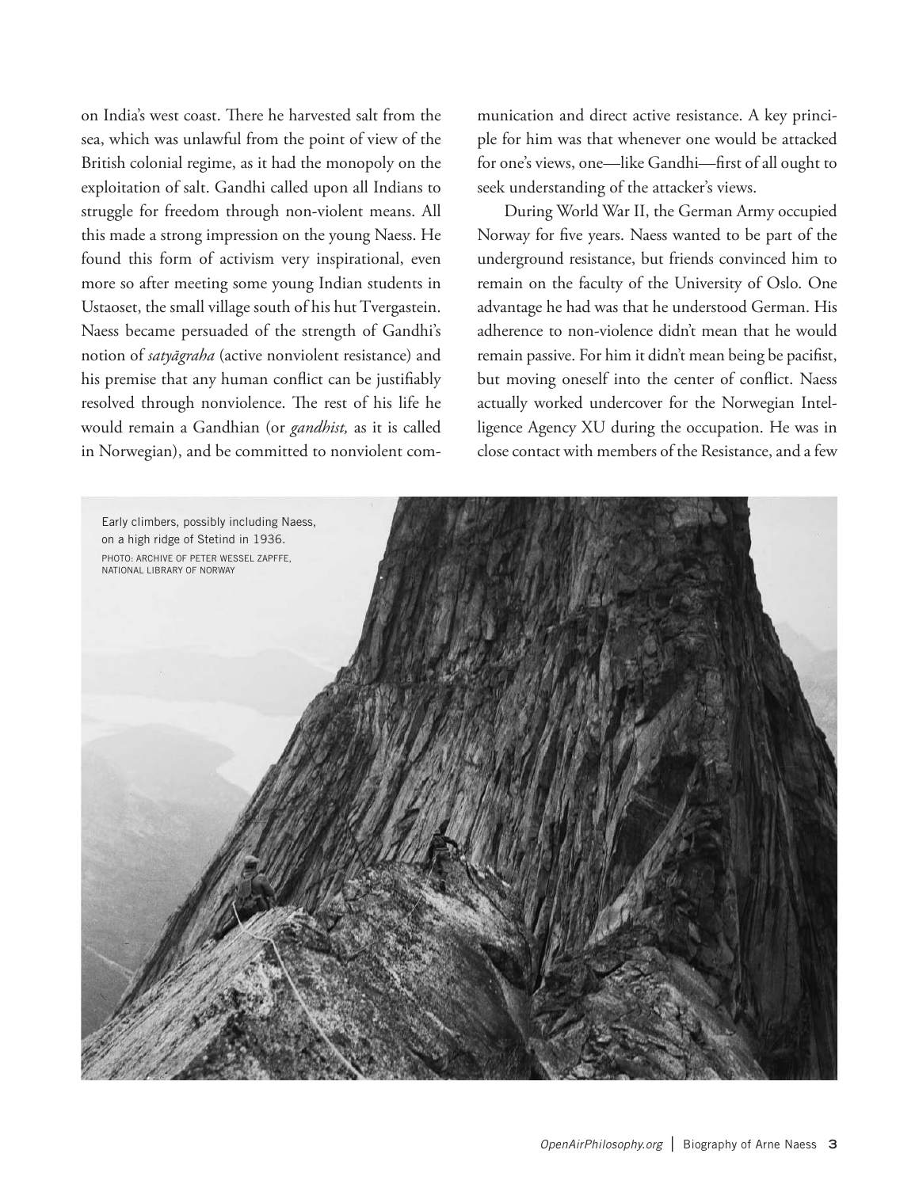on India's west coast. There he harvested salt from the sea, which was unlawful from the point of view of the British colonial regime, as it had the monopoly on the exploitation of salt. Gandhi called upon all Indians to struggle for freedom through non-violent means. All this made a strong impression on the young Naess. He found this form of activism very inspirational, even more so after meeting some young Indian students in Ustaoset, the small village south of his hut Tvergastein. Naess became persuaded of the strength of Gandhi's notion of *satyāgraha* (active nonviolent resistance) and his premise that any human conflict can be justifiably resolved through nonviolence. The rest of his life he would remain a Gandhian (or *gandhist,* as it is called in Norwegian), and be committed to nonviolent communication and direct active resistance. A key principle for him was that whenever one would be attacked for one's views, one—like Gandhi—first of all ought to seek understanding of the attacker's views.

During World War II, the German Army occupied Norway for five years. Naess wanted to be part of the underground resistance, but friends convinced him to remain on the faculty of the University of Oslo. One advantage he had was that he understood German. His adherence to non-violence didn't mean that he would remain passive. For him it didn't mean being be pacifist, but moving oneself into the center of conflict. Naess actually worked undercover for the Norwegian Intelligence Agency XU during the occupation. He was in close contact with members of the Resistance, and a few

Early climbers, possibly including Naess, on a high ridge of Stetind in 1936.
PHOTO: ARCHIVE OF PETER WESSEL ZAPFFE, NATIONAL LIBRARY OF NORWAY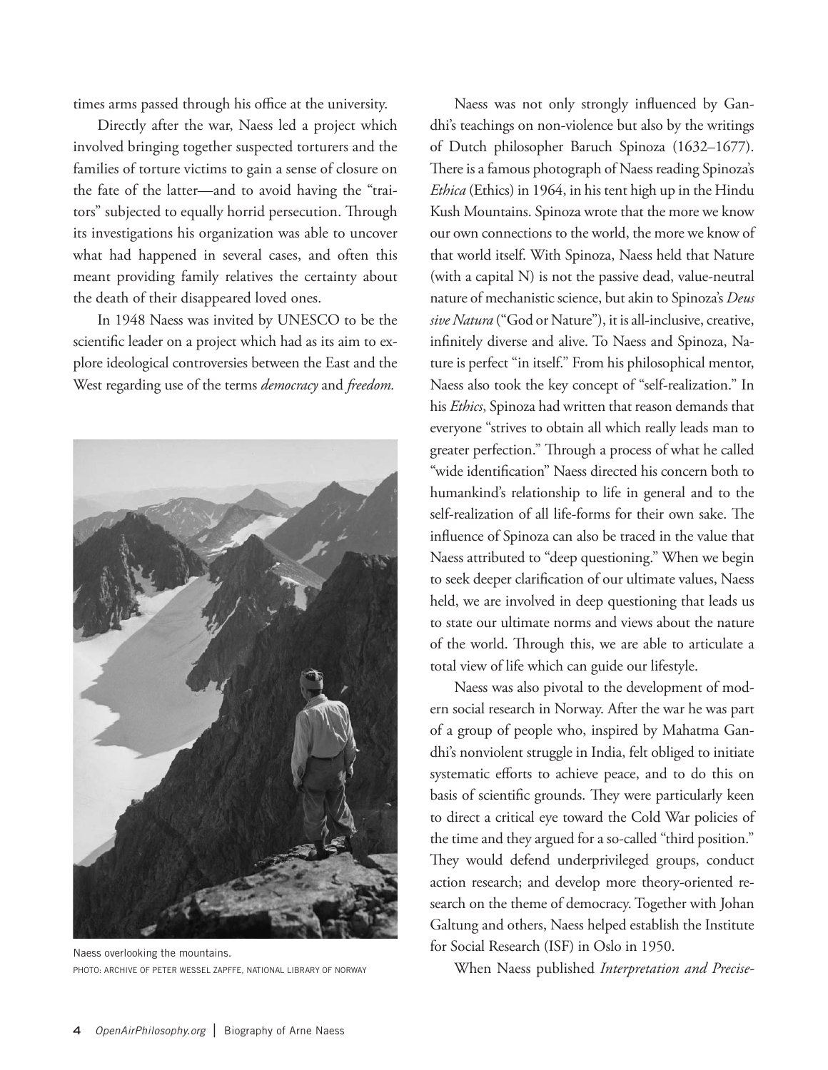times arms passed through his office at the university.

Directly after the war, Naess led a project which involved bringing together suspected torturers and the families of torture victims to gain a sense of closure on the fate of the latter—and to avoid having the "traitors" subjected to equally horrid persecution. Through its investigations his organization was able to uncover what had happened in several cases, and often this meant providing family relatives the certainty about the death of their disappeared loved ones.

In 1948 Naess was invited by UNESCO to be the scientific leader on a project which had as its aim to explore ideological controversies between the East and the West regarding use of the terms *democracy* and *freedom.*

Naess overlooking the mountains.
PHOTO: ARCHIVE OF PETER WESSEL ZAPFFE, NATIONAL LIBRARY OF NORWAY

Naess was not only strongly influenced by Gandhi's teachings on non-violence but also by the writings of Dutch philosopher Baruch Spinoza (1632–1677). There is a famous photograph of Naess reading Spinoza's *Ethica* (Ethics) in 1964, in his tent high up in the Hindu Kush Mountains. Spinoza wrote that the more we know our own connections to the world, the more we know of that world itself. With Spinoza, Naess held that Nature (with a capital N) is not the passive dead, value-neutral nature of mechanistic science, but akin to Spinoza's *Deus sive Natura* ("God or Nature"), it is all-inclusive, creative, infinitely diverse and alive. To Naess and Spinoza, Nature is perfect "in itself." From his philosophical mentor, Naess also took the key concept of "self-realization." In his *Ethics*, Spinoza had written that reason demands that everyone "strives to obtain all which really leads man to greater perfection." Through a process of what he called "wide identification" Naess directed his concern both to humankind's relationship to life in general and to the self-realization of all life-forms for their own sake. The influence of Spinoza can also be traced in the value that Naess attributed to "deep questioning." When we begin to seek deeper clarification of our ultimate values, Naess held, we are involved in deep questioning that leads us to state our ultimate norms and views about the nature of the world. Through this, we are able to articulate a total view of life which can guide our lifestyle.

Naess was also pivotal to the development of modern social research in Norway. After the war he was part of a group of people who, inspired by Mahatma Gandhi's nonviolent struggle in India, felt obliged to initiate systematic efforts to achieve peace, and to do this on basis of scientific grounds. They were particularly keen to direct a critical eye toward the Cold War policies of the time and they argued for a so-called "third position." They would defend underprivileged groups, conduct action research; and develop more theory-oriented research on the theme of democracy. Together with Johan Galtung and others, Naess helped establish the Institute for Social Research (ISF) in Oslo in 1950.

When Naess published *Interpretation and Precise-*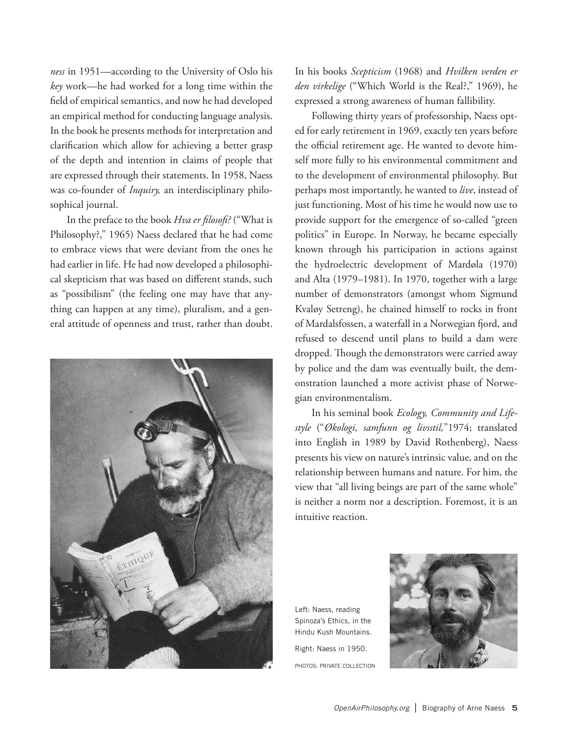*ness* in 1951—according to the University of Oslo his *key* work—he had worked for a long time within the field of empirical semantics, and now he had developed an empirical method for conducting language analysis. In the book he presents methods for interpretation and clarification which allow for achieving a better grasp of the depth and intention in claims of people that are expressed through their statements. In 1958, Naess was co-founder of *Inquiry,* an interdisciplinary philosophical journal.

In the preface to the book *Hva er filosofi?* ("What is Philosophy?," 1965) Naess declared that he had come to embrace views that were deviant from the ones he had earlier in life. He had now developed a philosophical skepticism that was based on different stands, such as "possibilism" (the feeling one may have that anything can happen at any time), pluralism, and a general attitude of openness and trust, rather than doubt.

In his books *Scepticism* (1968) and *Hvilken verden er den virkelige* ("Which World is the Real?," 1969), he expressed a strong awareness of human fallibility.

Following thirty years of professorship, Naess opted for early retirement in 1969, exactly ten years before the official retirement age. He wanted to devote himself more fully to his environmental commitment and to the development of environmental philosophy. But perhaps most importantly, he wanted to *live*, instead of just functioning. Most of his time he would now use to provide support for the emergence of so-called "green politics" in Europe. In Norway, he became especially known through his participation in actions against the hydroelectric development of Mardøla (1970) and Alta (1979–1981). In 1970, together with a large number of demonstrators (amongst whom Sigmund Kvaløy Setreng), he chained himself to rocks in front of Mardalsfossen, a waterfall in a Norwegian fjord, and refused to descend until plans to build a dam were dropped. Though the demonstrators were carried away by police and the dam was eventually built, the demonstration launched a more activist phase of Norwegian environmentalism.

In his seminal book *Ecology, Community and Lifestyle* ("*Økologi, samfunn og livsstil,*" 1974; translated into English in 1989 by David Rothenberg), Naess presents his view on nature's intrinsic value, and on the relationship between humans and nature. For him, the view that "all living beings are part of the same whole" is neither a norm nor a description. Foremost, it is an intuitive reaction.

Left: Naess, reading Spinoza's Ethics, in the Hindu Kush Mountains.

Right: Naess in 1950.

PHOTOS: PRIVATE COLLECTION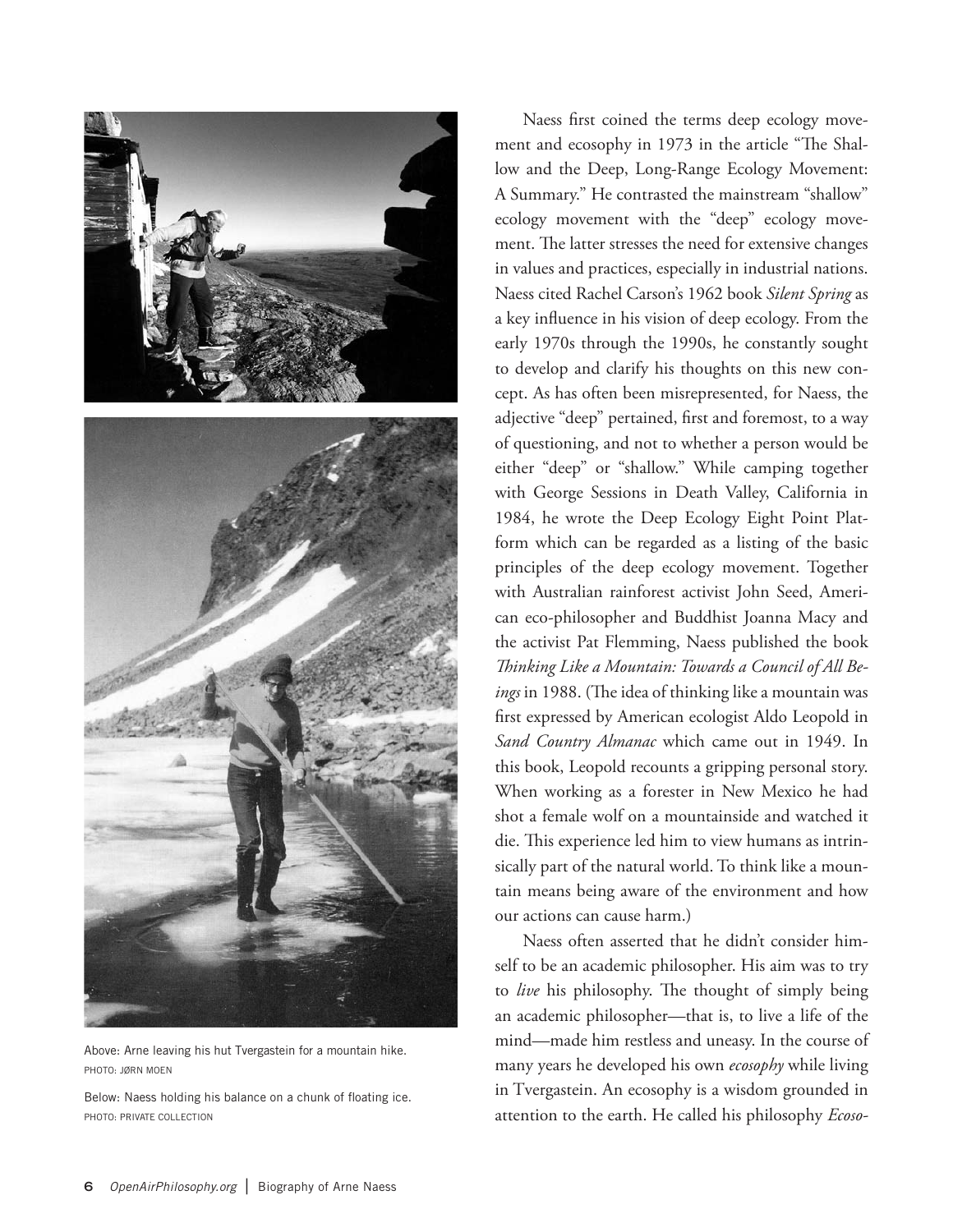Naess first coined the terms deep ecology movement and ecosophy in 1973 in the article "The Shallow and the Deep, Long-Range Ecology Movement: A Summary." He contrasted the mainstream "shallow" ecology movement with the "deep" ecology movement. The latter stresses the need for extensive changes in values and practices, especially in industrial nations. Naess cited Rachel Carson's 1962 book *Silent Spring* as a key influence in his vision of deep ecology. From the early 1970s through the 1990s, he constantly sought to develop and clarify his thoughts on this new concept. As has often been misrepresented, for Naess, the adjective "deep" pertained, first and foremost, to a way of questioning, and not to whether a person would be either "deep" or "shallow." While camping together with George Sessions in Death Valley, California in 1984, he wrote the Deep Ecology Eight Point Platform which can be regarded as a listing of the basic principles of the deep ecology movement. Together with Australian rainforest activist John Seed, American eco-philosopher and Buddhist Joanna Macy and the activist Pat Flemming, Naess published the book *Thinking Like a Mountain: Towards a Council of All Beings* in 1988. (The idea of thinking like a mountain was first expressed by American ecologist Aldo Leopold in *Sand Country Almanac* which came out in 1949. In this book, Leopold recounts a gripping personal story. When working as a forester in New Mexico he had shot a female wolf on a mountainside and watched it die. This experience led him to view humans as intrinsically part of the natural world. To think like a mountain means being aware of the environment and how our actions can cause harm.)

Naess often asserted that he didn't consider himself to be an academic philosopher. His aim was to try to *live* his philosophy. The thought of simply being an academic philosopher—that is, to live a life of the mind—made him restless and uneasy. In the course of many years he developed his own *ecosophy* while living in Tvergastein. An ecosophy is a wisdom grounded in attention to the earth. He called his philosophy *Ecoso-*

Above: Arne leaving his hut Tvergastein for a mountain hike.
PHOTO: JØRN MOEN

Below: Naess holding his balance on a chunk of floating ice.
PHOTO: PRIVATE COLLECTION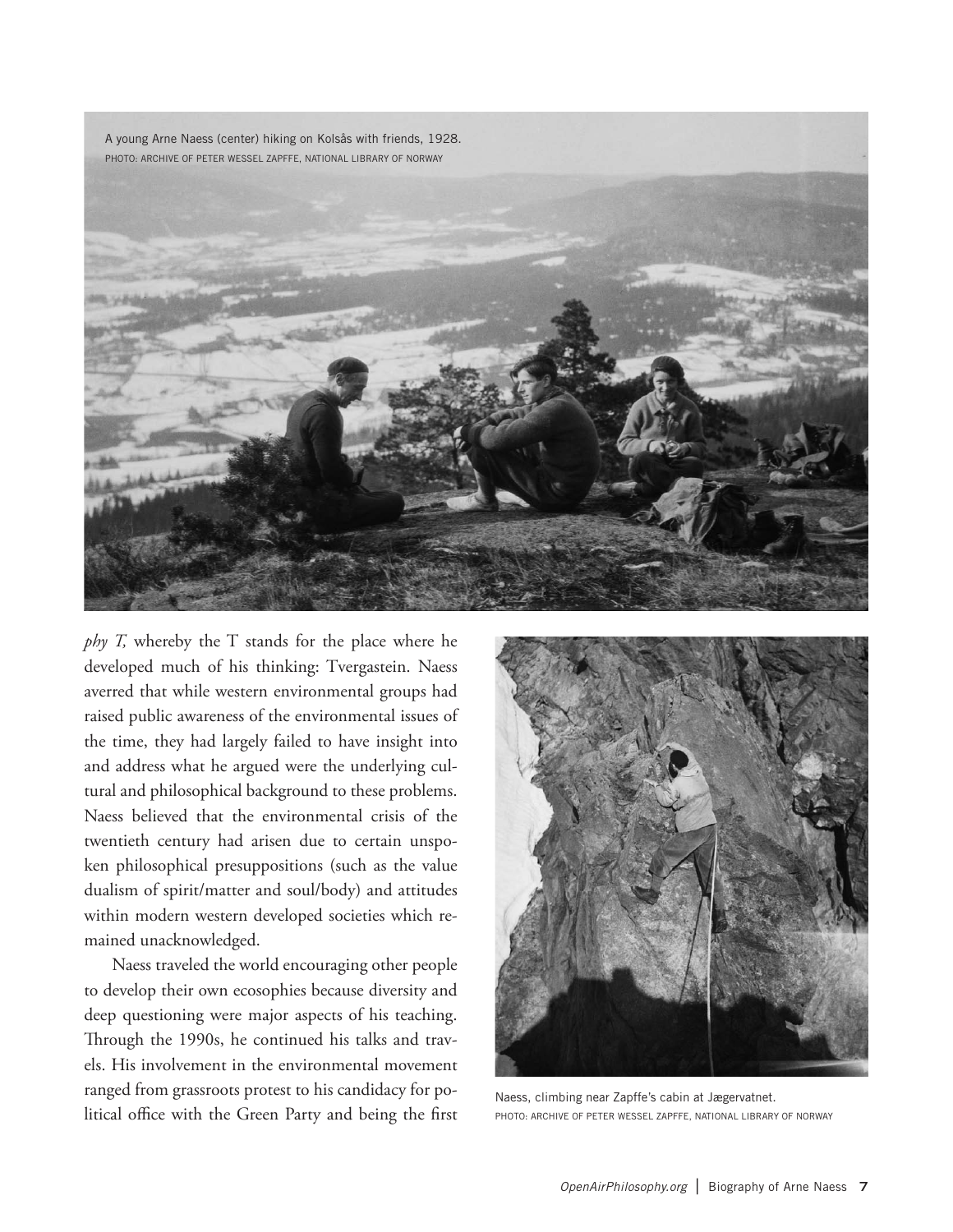A young Arne Naess (center) hiking on Kolsås with friends, 1928.
PHOTO: ARCHIVE OF PETER WESSEL ZAPFFE, NATIONAL LIBRARY OF NORWAY

*phy T,* whereby the T stands for the place where he developed much of his thinking: Tvergastein. Naess averred that while western environmental groups had raised public awareness of the environmental issues of the time, they had largely failed to have insight into and address what he argued were the underlying cultural and philosophical background to these problems. Naess believed that the environmental crisis of the twentieth century had arisen due to certain unspoken philosophical presuppositions (such as the value dualism of spirit/matter and soul/body) and attitudes within modern western developed societies which remained unacknowledged.

Naess traveled the world encouraging other people to develop their own ecosophies because diversity and deep questioning were major aspects of his teaching. Through the 1990s, he continued his talks and travels. His involvement in the environmental movement ranged from grassroots protest to his candidacy for political office with the Green Party and being the first

Naess, climbing near Zapffe's cabin at Jægervatnet.
PHOTO: ARCHIVE OF PETER WESSEL ZAPFFE, NATIONAL LIBRARY OF NORWAY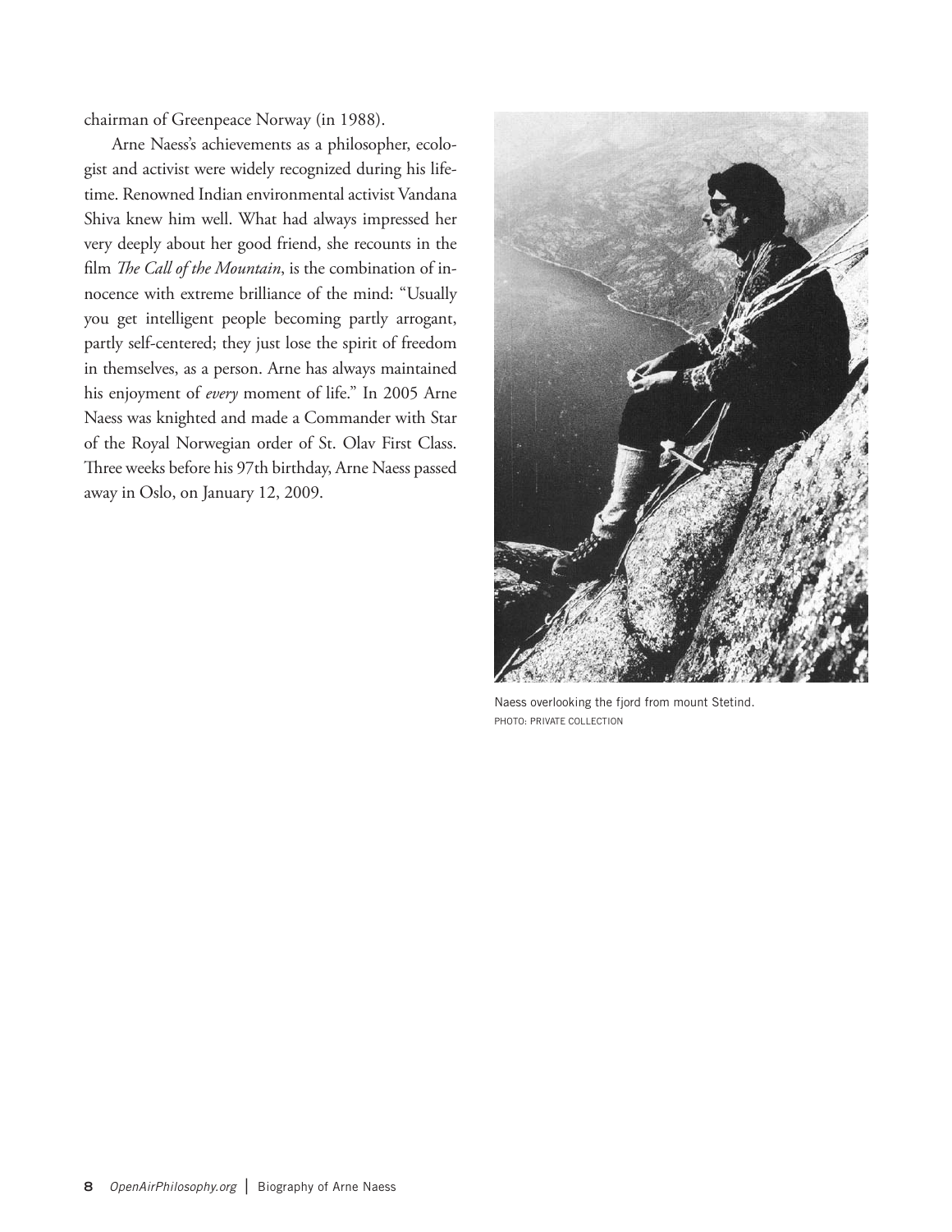chairman of Greenpeace Norway (in 1988).

Arne Naess's achievements as a philosopher, ecologist and activist were widely recognized during his lifetime. Renowned Indian environmental activist Vandana Shiva knew him well. What had always impressed her very deeply about her good friend, she recounts in the film *The Call of the Mountain*, is the combination of innocence with extreme brilliance of the mind: "Usually you get intelligent people becoming partly arrogant, partly self-centered; they just lose the spirit of freedom in themselves, as a person. Arne has always maintained his enjoyment of *every* moment of life." In 2005 Arne Naess was knighted and made a Commander with Star of the Royal Norwegian order of St. Olav First Class. Three weeks before his 97th birthday, Arne Naess passed away in Oslo, on January 12, 2009.

Naess overlooking the fjord from mount Stetind.
PHOTO: PRIVATE COLLECTION